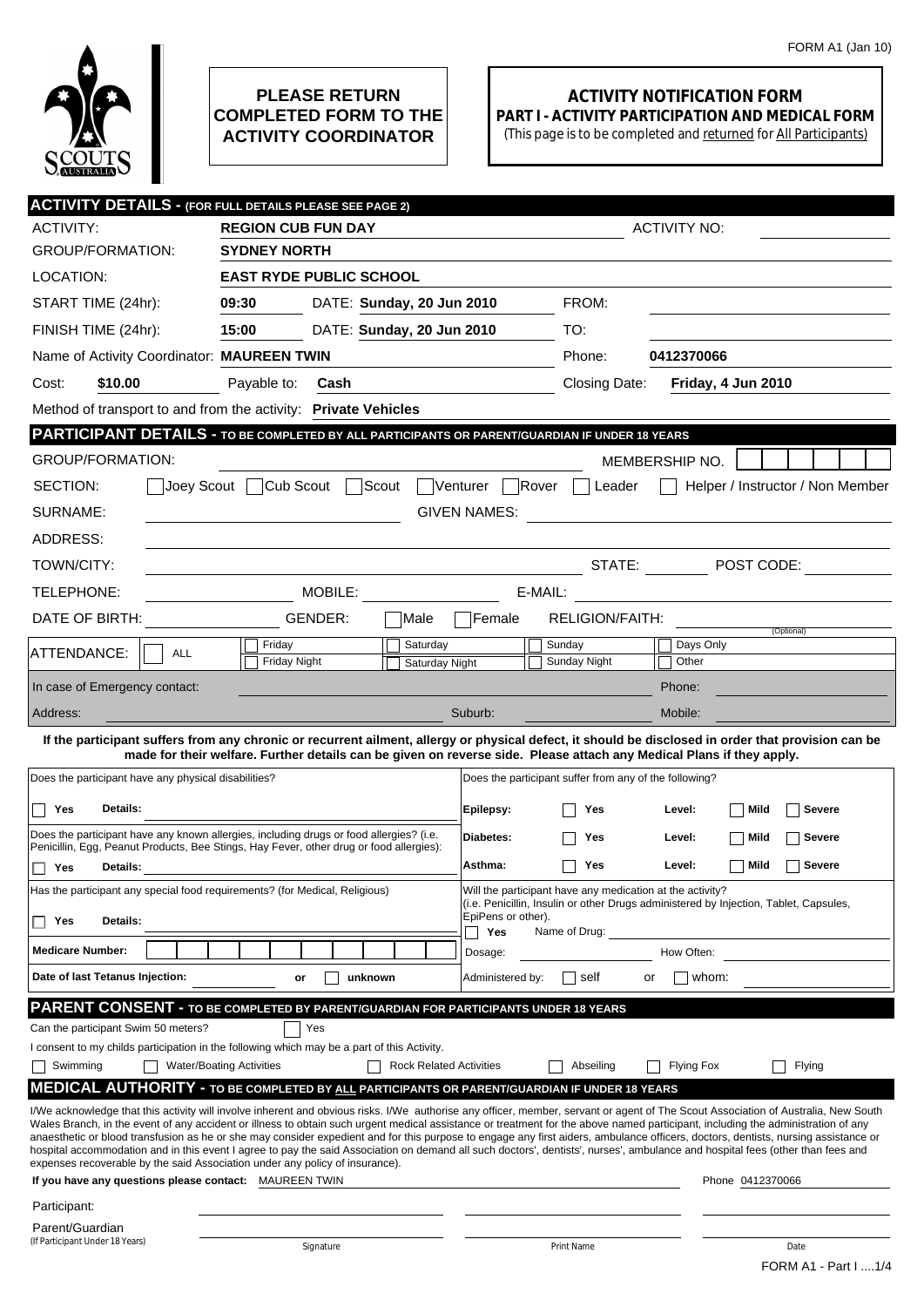FORM A1 (Jan 10)

**PLEASE RETURN COMPLETED FORM TO THE ACTIVITY COORDINATOR**

# ACTIVITY NOTIFICATION FORM
## PART I - ACTIVITY PARTICIPATION AND MEDICAL FORM
(This page is to be completed and returned for All Participants)

## ACTIVITY DETAILS - (FOR FULL DETAILS PLEASE SEE PAGE 2)

ACTIVITY: **REGION CUB FUN DAY** ACTIVITY NO:

GROUP/FORMATION: **SYDNEY NORTH**

LOCATION: **EAST RYDE PUBLIC SCHOOL**

START TIME (24hr): **09:30** DATE: **Sunday, 20 Jun 2010** FROM:

FINISH TIME (24hr): **15:00** DATE: **Sunday, 20 Jun 2010** TO:

Name of Activity Coordinator: **MAUREEN TWIN** Phone: **0412370066**

Cost: **$10.00** Payable to: **Cash** Closing Date: **Friday, 4 Jun 2010**

Method of transport to and from the activity: **Private Vehicles**

## PARTICIPANT DETAILS - TO BE COMPLETED BY ALL PARTICIPANTS OR PARENT/GUARDIAN IF UNDER 18 YEARS

GROUP/FORMATION: MEMBERSHIP NO.

SECTION: ☐ Joey Scout ☐ Cub Scout ☐ Scout ☐ Venturer ☐ Rover ☐ Leader ☐ Helper / Instructor / Non Member

SURNAME: GIVEN NAMES:

ADDRESS:

TOWN/CITY: STATE: POST CODE:

TELEPHONE: MOBILE: E-MAIL:

DATE OF BIRTH: GENDER: ☐ Male ☐ Female RELIGION/FAITH: (Optional)

ATTENDANCE: ☐ ALL ☐ Friday ☐ Friday Night ☐ Saturday ☐ Saturday Night ☐ Sunday ☐ Sunday Night ☐ Days Only ☐ Other

In case of Emergency contact: Phone:

Address: Suburb: Mobile:

**If the participant suffers from any chronic or recurrent ailment, allergy or physical defect, it should be disclosed in order that provision can be made for their welfare. Further details can be given on reverse side. Please attach any Medical Plans if they apply.**

Does the participant have any physical disabilities?

☐ Yes **Details:**

Does the participant have any known allergies, including drugs or food allergies? (i.e. Penicillin, Egg, Peanut Products, Bee Stings, Hay Fever, other drug or food allergies):

☐ Yes **Details:**

Has the participant any special food requirements? (for Medical, Religious)

☐ Yes **Details:**

**Medicare Number:**

**Date of last Tetanus Injection:** or ☐ unknown

Does the participant suffer from any of the following?

| | | | | |
|---|---|---|---|---|
| **Epilepsy:** | ☐ Yes | **Level:** | ☐ Mild | ☐ Severe |
| **Diabetes:** | ☐ Yes | **Level:** | ☐ Mild | ☐ Severe |
| **Asthma:** | ☐ Yes | **Level:** | ☐ Mild | ☐ Severe |

Will the participant have any medication at the activity?
(i.e. Penicillin, Insulin or other Drugs administered by Injection, Tablet, Capsules, EpiPens or other).

☐ **Yes** Name of Drug:

Dosage: How Often:

Administered by: ☐ self or ☐ whom:

## PARENT CONSENT - TO BE COMPLETED BY PARENT/GUARDIAN FOR PARTICIPANTS UNDER 18 YEARS

Can the participant Swim 50 meters? ☐ Yes

I consent to my childs participation in the following which may be a part of this Activity.

☐ Swimming ☐ Water/Boating Activities ☐ Rock Related Activities ☐ Abseiling ☐ Flying Fox ☐ Flying

## MEDICAL AUTHORITY - TO BE COMPLETED BY ALL PARTICIPANTS OR PARENT/GUARDIAN IF UNDER 18 YEARS

I/We acknowledge that this activity will involve inherent and obvious risks. I/We authorise any officer, member, servant or agent of The Scout Association of Australia, New South Wales Branch, in the event of any accident or illness to obtain such urgent medical assistance or treatment for the above named participant, including the administration of any anaesthetic or blood transfusion as he or she may consider expedient and for this purpose to engage any first aiders, ambulance officers, doctors, dentists, nursing assistance or hospital accommodation and in this event I agree to pay the said Association on demand all such doctors', dentists', nurses', ambulance and hospital fees (other than fees and expenses recoverable by the said Association under any policy of insurance).

**If you have any questions please contact:** MAUREEN TWIN Phone 0412370066

| | Signature | Print Name | Date |
|---|---|---|---|
| Participant: | | | |
| Parent/Guardian (If Participant Under 18 Years) | | | |

FORM A1 - Part I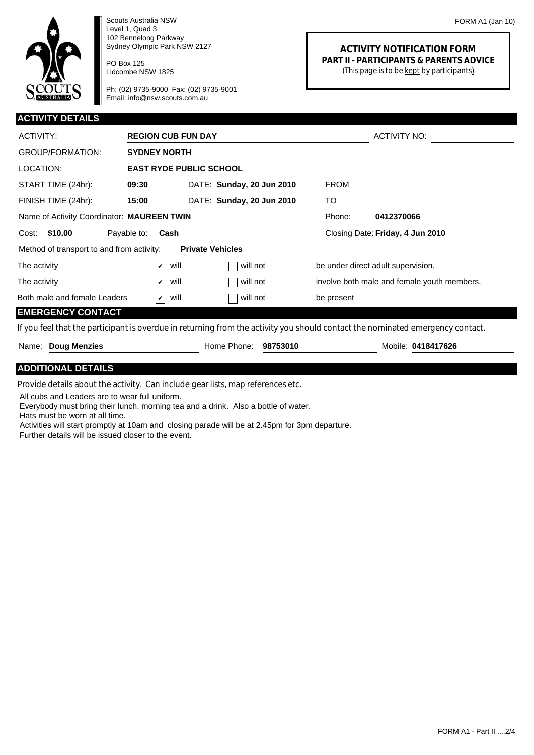Scouts Australia NSW
Level 1, Quad 3
102 Bennelong Parkway
Sydney Olympic Park NSW 2127

PO Box 125
Lidcombe NSW 1825

Ph: (02) 9735-9000 Fax: (02) 9735-9001
Email: info@nsw.scouts.com.au

FORM A1 (Jan 10)

# ACTIVITY NOTIFICATION FORM
## PART II - PARTICIPANTS & PARENTS ADVICE
*(This page is to be kept by participants)*

## ACTIVITY DETAILS

ACTIVITY: **REGION CUB FUN DAY** ACTIVITY NO:

GROUP/FORMATION: **SYDNEY NORTH**

LOCATION: **EAST RYDE PUBLIC SCHOOL**

START TIME (24hr): **09:30** DATE: **Sunday, 20 Jun 2010** FROM

FINISH TIME (24hr): **15:00** DATE: **Sunday, 20 Jun 2010** TO

Name of Activity Coordinator: **MAUREEN TWIN** Phone: **0412370066**

Cost: **$10.00** Payable to: **Cash** Closing Date: **Friday, 4 Jun 2010**

Method of transport to and from activity: **Private Vehicles**

The activity ☑ will ☐ will not be under direct adult supervision.

The activity ☑ will ☐ will not involve both male and female youth members.

Both male and female Leaders ☑ will ☐ will not be present

## EMERGENCY CONTACT

If you feel that the participant is overdue in returning from the activity you should contact the nominated emergency contact.

Name: **Doug Menzies** Home Phone: **98753010** Mobile: **0418417626**

## ADDITIONAL DETAILS

Provide details about the activity. Can include gear lists, map references etc.

All cubs and Leaders are to wear full uniform.
Everybody must bring their lunch, morning tea and a drink. Also a bottle of water.
Hats must be worn at all time.
Activities will start promptly at 10am and closing parade will be at 2.45pm for 3pm departure.
Further details will be issued closer to the event.

FORM A1 - Part II ....2/4